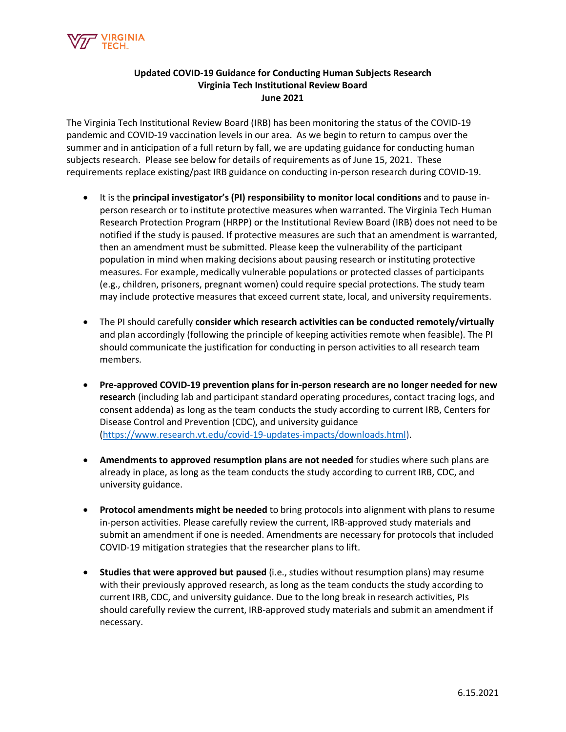**Updated COVID-19 Guidance for Conducting Human Subjects Research**
**Virginia Tech Institutional Review Board**
**June 2021**

The Virginia Tech Institutional Review Board (IRB) has been monitoring the status of the COVID-19 pandemic and COVID-19 vaccination levels in our area. As we begin to return to campus over the summer and in anticipation of a full return by fall, we are updating guidance for conducting human subjects research. Please see below for details of requirements as of June 15, 2021. These requirements replace existing/past IRB guidance on conducting in-person research during COVID-19.

- It is the **principal investigator's (PI) responsibility to monitor local conditions** and to pause in-person research or to institute protective measures when warranted. The Virginia Tech Human Research Protection Program (HRPP) or the Institutional Review Board (IRB) does not need to be notified if the study is paused. If protective measures are such that an amendment is warranted, then an amendment must be submitted. Please keep the vulnerability of the participant population in mind when making decisions about pausing research or instituting protective measures. For example, medically vulnerable populations or protected classes of participants (e.g., children, prisoners, pregnant women) could require special protections. The study team may include protective measures that exceed current state, local, and university requirements.

- The PI should carefully **consider which research activities can be conducted remotely/virtually** and plan accordingly (following the principle of keeping activities remote when feasible). The PI should communicate the justification for conducting in person activities to all research team members.

- **Pre-approved COVID-19 prevention plans for in-person research are no longer needed for new research** (including lab and participant standard operating procedures, contact tracing logs, and consent addenda) as long as the team conducts the study according to current IRB, Centers for Disease Control and Prevention (CDC), and university guidance (https://www.research.vt.edu/covid-19-updates-impacts/downloads.html).

- **Amendments to approved resumption plans are not needed** for studies where such plans are already in place, as long as the team conducts the study according to current IRB, CDC, and university guidance.

- **Protocol amendments might be needed** to bring protocols into alignment with plans to resume in-person activities. Please carefully review the current, IRB-approved study materials and submit an amendment if one is needed. Amendments are necessary for protocols that included COVID-19 mitigation strategies that the researcher plans to lift.

- **Studies that were approved but paused** (i.e., studies without resumption plans) may resume with their previously approved research, as long as the team conducts the study according to current IRB, CDC, and university guidance. Due to the long break in research activities, PIs should carefully review the current, IRB-approved study materials and submit an amendment if necessary.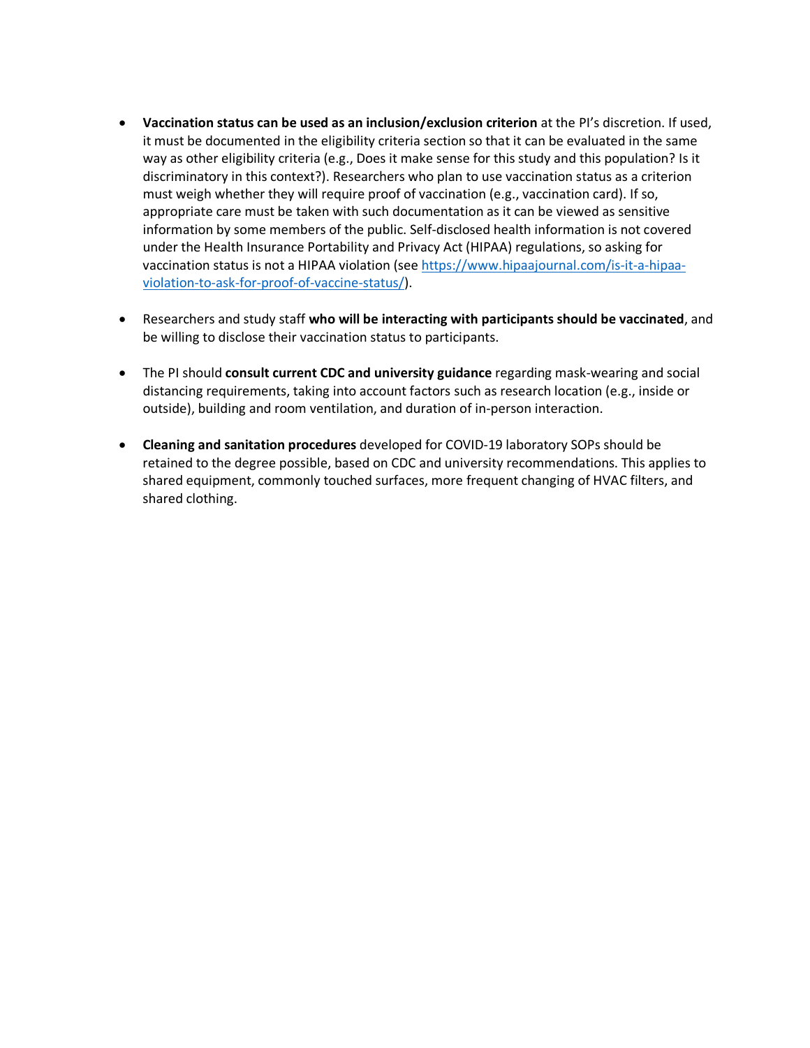- **Vaccination status can be used as an inclusion/exclusion criterion** at the PI's discretion. If used, it must be documented in the eligibility criteria section so that it can be evaluated in the same way as other eligibility criteria (e.g., Does it make sense for this study and this population? Is it discriminatory in this context?). Researchers who plan to use vaccination status as a criterion must weigh whether they will require proof of vaccination (e.g., vaccination card). If so, appropriate care must be taken with such documentation as it can be viewed as sensitive information by some members of the public. Self-disclosed health information is not covered under the Health Insurance Portability and Privacy Act (HIPAA) regulations, so asking for vaccination status is not a HIPAA violation (see [https://www.hipaajournal.com/is-it-a-hipaa-violation-to-ask-for-proof-of-vaccine-status/](https://www.hipaajournal.com/is-it-a-hipaa-violation-to-ask-for-proof-of-vaccine-status/)).

- Researchers and study staff **who will be interacting with participants should be vaccinated**, and be willing to disclose their vaccination status to participants.

- The PI should **consult current CDC and university guidance** regarding mask-wearing and social distancing requirements, taking into account factors such as research location (e.g., inside or outside), building and room ventilation, and duration of in-person interaction.

- **Cleaning and sanitation procedures** developed for COVID-19 laboratory SOPs should be retained to the degree possible, based on CDC and university recommendations. This applies to shared equipment, commonly touched surfaces, more frequent changing of HVAC filters, and shared clothing.